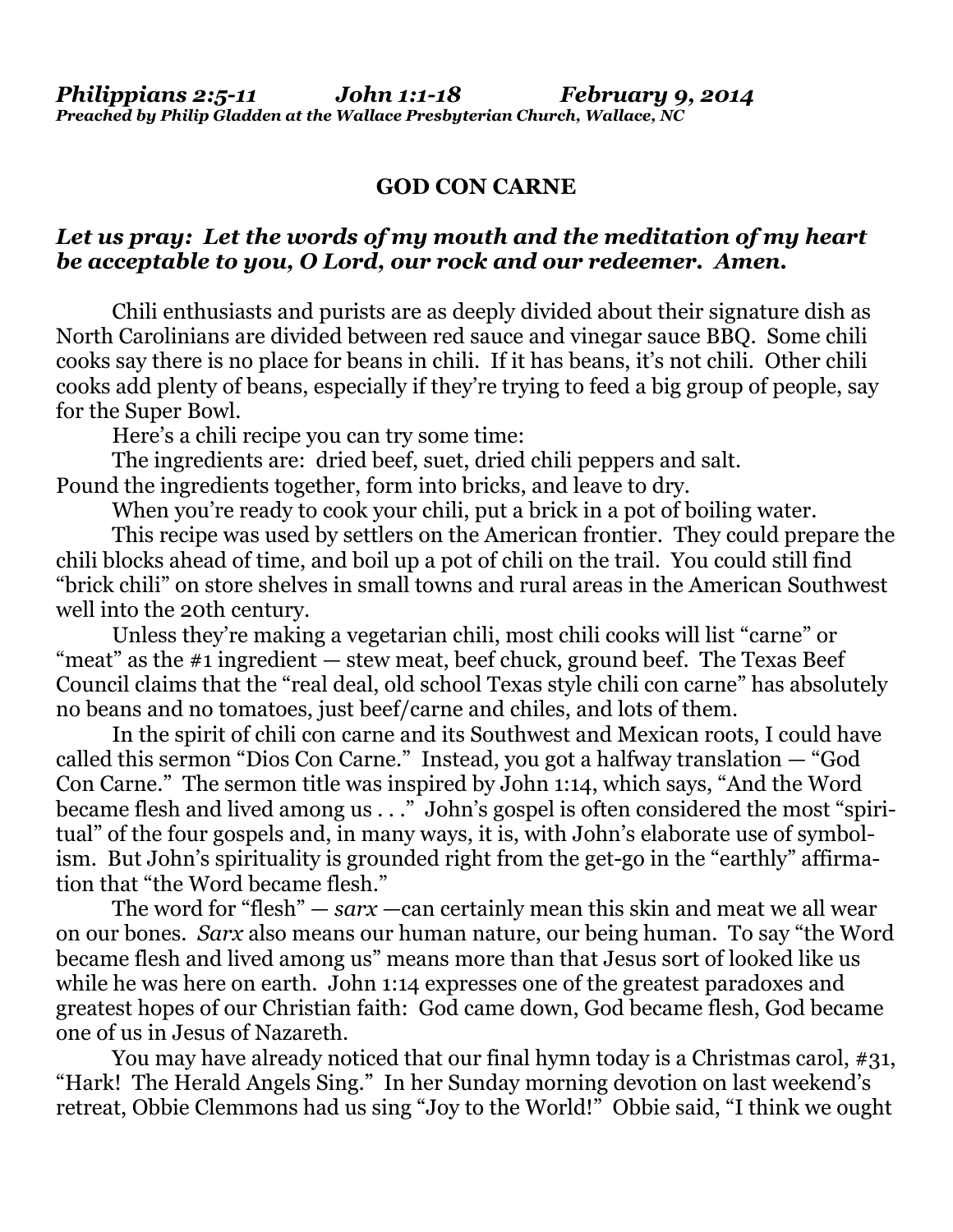*Philippians 2:5-11 John 1:1-18 February 9, 2014*
***Preached by Philip Gladden at the Wallace Presbyterian Church, Wallace, NC***

## GOD CON CARNE

***Let us pray: Let the words of my mouth and the meditation of my heart be acceptable to you, O Lord, our rock and our redeemer. Amen.***

Chili enthusiasts and purists are as deeply divided about their signature dish as North Carolinians are divided between red sauce and vinegar sauce BBQ. Some chili cooks say there is no place for beans in chili. If it has beans, it's not chili. Other chili cooks add plenty of beans, especially if they're trying to feed a big group of people, say for the Super Bowl.

Here's a chili recipe you can try some time:

The ingredients are: dried beef, suet, dried chili peppers and salt.
Pound the ingredients together, form into bricks, and leave to dry.

When you're ready to cook your chili, put a brick in a pot of boiling water.

This recipe was used by settlers on the American frontier. They could prepare the chili blocks ahead of time, and boil up a pot of chili on the trail. You could still find "brick chili" on store shelves in small towns and rural areas in the American Southwest well into the 20th century.

Unless they're making a vegetarian chili, most chili cooks will list "carne" or "meat" as the #1 ingredient — stew meat, beef chuck, ground beef. The Texas Beef Council claims that the "real deal, old school Texas style chili con carne" has absolutely no beans and no tomatoes, just beef/carne and chiles, and lots of them.

In the spirit of chili con carne and its Southwest and Mexican roots, I could have called this sermon "Dios Con Carne." Instead, you got a halfway translation — "God Con Carne." The sermon title was inspired by John 1:14, which says, "And the Word became flesh and lived among us . . ." John's gospel is often considered the most "spiritual" of the four gospels and, in many ways, it is, with John's elaborate use of symbolism. But John's spirituality is grounded right from the get-go in the "earthly" affirmation that "the Word became flesh."

The word for "flesh" — *sarx* —can certainly mean this skin and meat we all wear on our bones. *Sarx* also means our human nature, our being human. To say "the Word became flesh and lived among us" means more than that Jesus sort of looked like us while he was here on earth. John 1:14 expresses one of the greatest paradoxes and greatest hopes of our Christian faith: God came down, God became flesh, God became one of us in Jesus of Nazareth.

You may have already noticed that our final hymn today is a Christmas carol, #31, "Hark! The Herald Angels Sing." In her Sunday morning devotion on last weekend's retreat, Obbie Clemmons had us sing "Joy to the World!" Obbie said, "I think we ought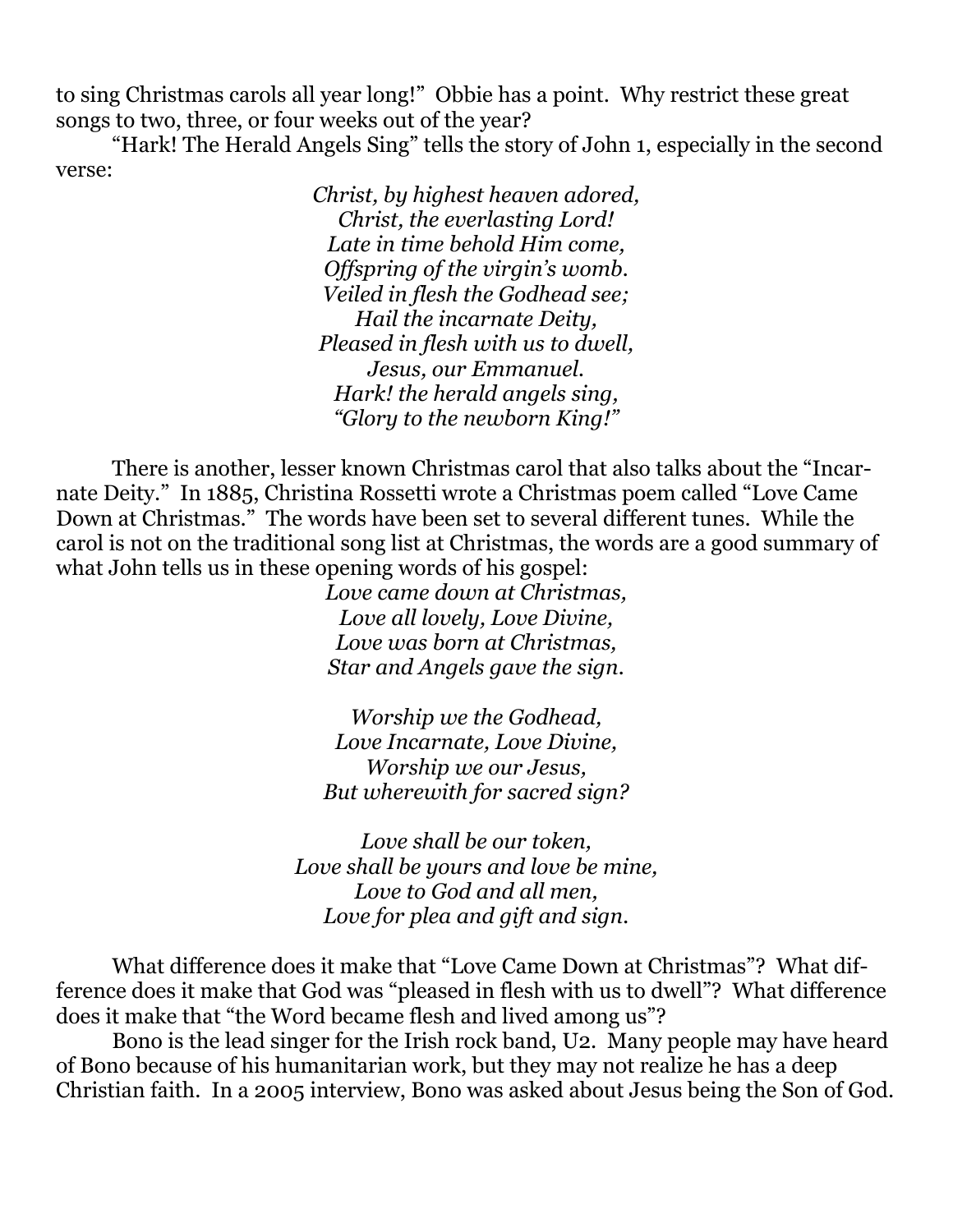to sing Christmas carols all year long!" Obbie has a point. Why restrict these great songs to two, three, or four weeks out of the year?

"Hark! The Herald Angels Sing" tells the story of John 1, especially in the second verse:

*Christ, by highest heaven adored,*
*Christ, the everlasting Lord!*
*Late in time behold Him come,*
*Offspring of the virgin's womb.*
*Veiled in flesh the Godhead see;*
*Hail the incarnate Deity,*
*Pleased in flesh with us to dwell,*
*Jesus, our Emmanuel.*
*Hark! the herald angels sing,*
*"Glory to the newborn King!"*

There is another, lesser known Christmas carol that also talks about the "Incarnate Deity." In 1885, Christina Rossetti wrote a Christmas poem called "Love Came Down at Christmas." The words have been set to several different tunes. While the carol is not on the traditional song list at Christmas, the words are a good summary of what John tells us in these opening words of his gospel:

*Love came down at Christmas,*
*Love all lovely, Love Divine,*
*Love was born at Christmas,*
*Star and Angels gave the sign.*

*Worship we the Godhead,*
*Love Incarnate, Love Divine,*
*Worship we our Jesus,*
*But wherewith for sacred sign?*

*Love shall be our token,*
*Love shall be yours and love be mine,*
*Love to God and all men,*
*Love for plea and gift and sign.*

What difference does it make that "Love Came Down at Christmas"? What difference does it make that God was "pleased in flesh with us to dwell"? What difference does it make that "the Word became flesh and lived among us"?

Bono is the lead singer for the Irish rock band, U2. Many people may have heard of Bono because of his humanitarian work, but they may not realize he has a deep Christian faith. In a 2005 interview, Bono was asked about Jesus being the Son of God.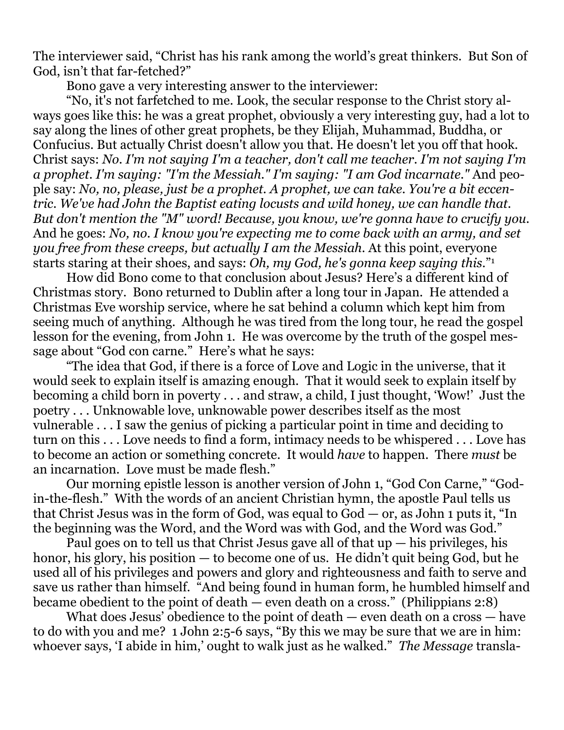The interviewer said, "Christ has his rank among the world's great thinkers. But Son of God, isn't that far-fetched?"

Bono gave a very interesting answer to the interviewer:

"No, it's not farfetched to me. Look, the secular response to the Christ story always goes like this: he was a great prophet, obviously a very interesting guy, had a lot to say along the lines of other great prophets, be they Elijah, Muhammad, Buddha, or Confucius. But actually Christ doesn't allow you that. He doesn't let you off that hook. Christ says: *No. I'm not saying I'm a teacher, don't call me teacher. I'm not saying I'm a prophet. I'm saying: "I'm the Messiah." I'm saying: "I am God incarnate."* And people say: *No, no, please, just be a prophet. A prophet, we can take. You're a bit eccentric. We've had John the Baptist eating locusts and wild honey, we can handle that. But don't mention the "M" word! Because, you know, we're gonna have to crucify you.* And he goes: *No, no. I know you're expecting me to come back with an army, and set you free from these creeps, but actually I am the Messiah.* At this point, everyone starts staring at their shoes, and says: *Oh, my God, he's gonna keep saying this.*"[1]

How did Bono come to that conclusion about Jesus? Here's a different kind of Christmas story. Bono returned to Dublin after a long tour in Japan. He attended a Christmas Eve worship service, where he sat behind a column which kept him from seeing much of anything. Although he was tired from the long tour, he read the gospel lesson for the evening, from John 1. He was overcome by the truth of the gospel message about "God con carne." Here's what he says:

"The idea that God, if there is a force of Love and Logic in the universe, that it would seek to explain itself is amazing enough. That it would seek to explain itself by becoming a child born in poverty . . . and straw, a child, I just thought, 'Wow!' Just the poetry . . . Unknowable love, unknowable power describes itself as the most vulnerable . . . I saw the genius of picking a particular point in time and deciding to turn on this . . . Love needs to find a form, intimacy needs to be whispered . . . Love has to become an action or something concrete. It would *have* to happen. There *must* be an incarnation. Love must be made flesh."

Our morning epistle lesson is another version of John 1, "God Con Carne," "God-in-the-flesh." With the words of an ancient Christian hymn, the apostle Paul tells us that Christ Jesus was in the form of God, was equal to God — or, as John 1 puts it, "In the beginning was the Word, and the Word was with God, and the Word was God."

Paul goes on to tell us that Christ Jesus gave all of that up — his privileges, his honor, his glory, his position — to become one of us. He didn't quit being God, but he used all of his privileges and powers and glory and righteousness and faith to serve and save us rather than himself. "And being found in human form, he humbled himself and became obedient to the point of death — even death on a cross." (Philippians 2:8)

What does Jesus' obedience to the point of death — even death on a cross — have to do with you and me? 1 John 2:5-6 says, "By this we may be sure that we are in him: whoever says, 'I abide in him,' ought to walk just as he walked." *The Message* transla-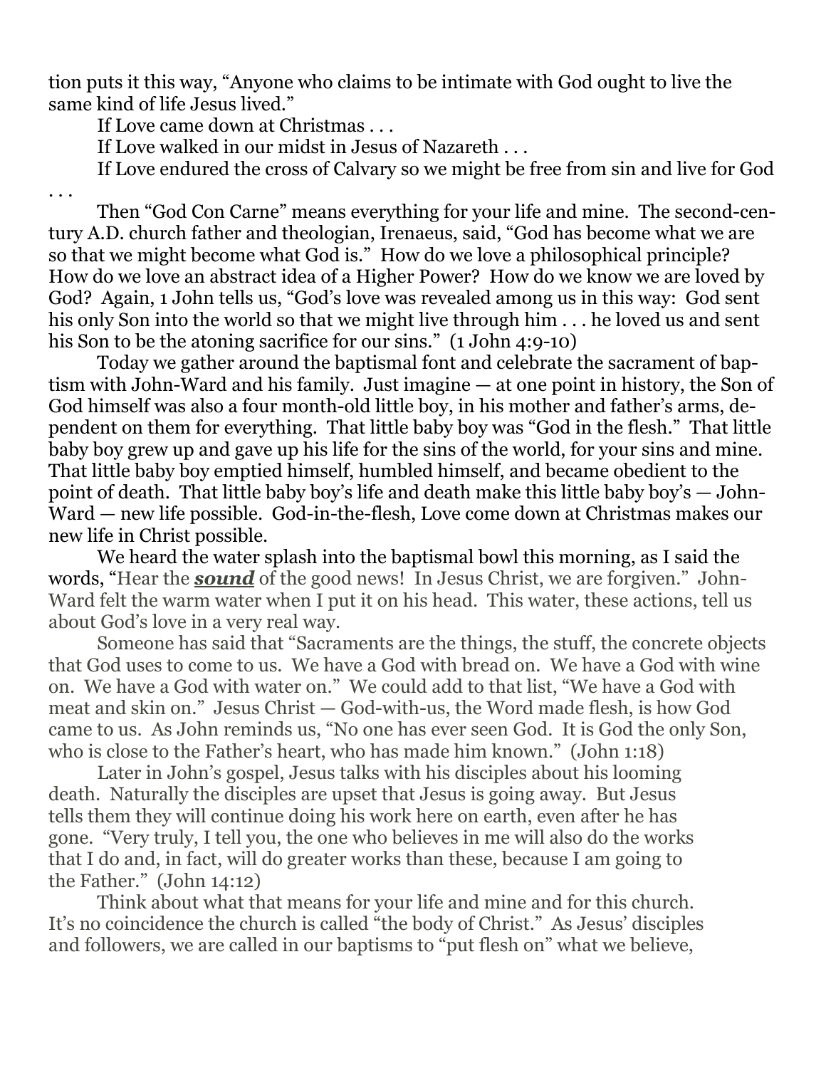tion puts it this way, "Anyone who claims to be intimate with God ought to live the same kind of life Jesus lived."

If Love came down at Christmas . . .

If Love walked in our midst in Jesus of Nazareth . . .

If Love endured the cross of Calvary so we might be free from sin and live for God . . .

Then "God Con Carne" means everything for your life and mine. The second-century A.D. church father and theologian, Irenaeus, said, "God has become what we are so that we might become what God is." How do we love a philosophical principle? How do we love an abstract idea of a Higher Power? How do we know we are loved by God? Again, 1 John tells us, "God's love was revealed among us in this way: God sent his only Son into the world so that we might live through him . . . he loved us and sent his Son to be the atoning sacrifice for our sins." (1 John 4:9-10)

Today we gather around the baptismal font and celebrate the sacrament of baptism with John-Ward and his family. Just imagine — at one point in history, the Son of God himself was also a four month-old little boy, in his mother and father's arms, dependent on them for everything. That little baby boy was "God in the flesh." That little baby boy grew up and gave up his life for the sins of the world, for your sins and mine. That little baby boy emptied himself, humbled himself, and became obedient to the point of death. That little baby boy's life and death make this little baby boy's — John-Ward — new life possible. God-in-the-flesh, Love come down at Christmas makes our new life in Christ possible.

We heard the water splash into the baptismal bowl this morning, as I said the words, "Hear the ***sound*** of the good news! In Jesus Christ, we are forgiven." John-Ward felt the warm water when I put it on his head. This water, these actions, tell us about God's love in a very real way.

Someone has said that "Sacraments are the things, the stuff, the concrete objects that God uses to come to us. We have a God with bread on. We have a God with wine on. We have a God with water on." We could add to that list, "We have a God with meat and skin on." Jesus Christ — God-with-us, the Word made flesh, is how God came to us. As John reminds us, "No one has ever seen God. It is God the only Son, who is close to the Father's heart, who has made him known." (John 1:18)

Later in John's gospel, Jesus talks with his disciples about his looming death. Naturally the disciples are upset that Jesus is going away. But Jesus tells them they will continue doing his work here on earth, even after he has gone. "Very truly, I tell you, the one who believes in me will also do the works that I do and, in fact, will do greater works than these, because I am going to the Father." (John 14:12)

Think about what that means for your life and mine and for this church. It's no coincidence the church is called "the body of Christ." As Jesus' disciples and followers, we are called in our baptisms to "put flesh on" what we believe,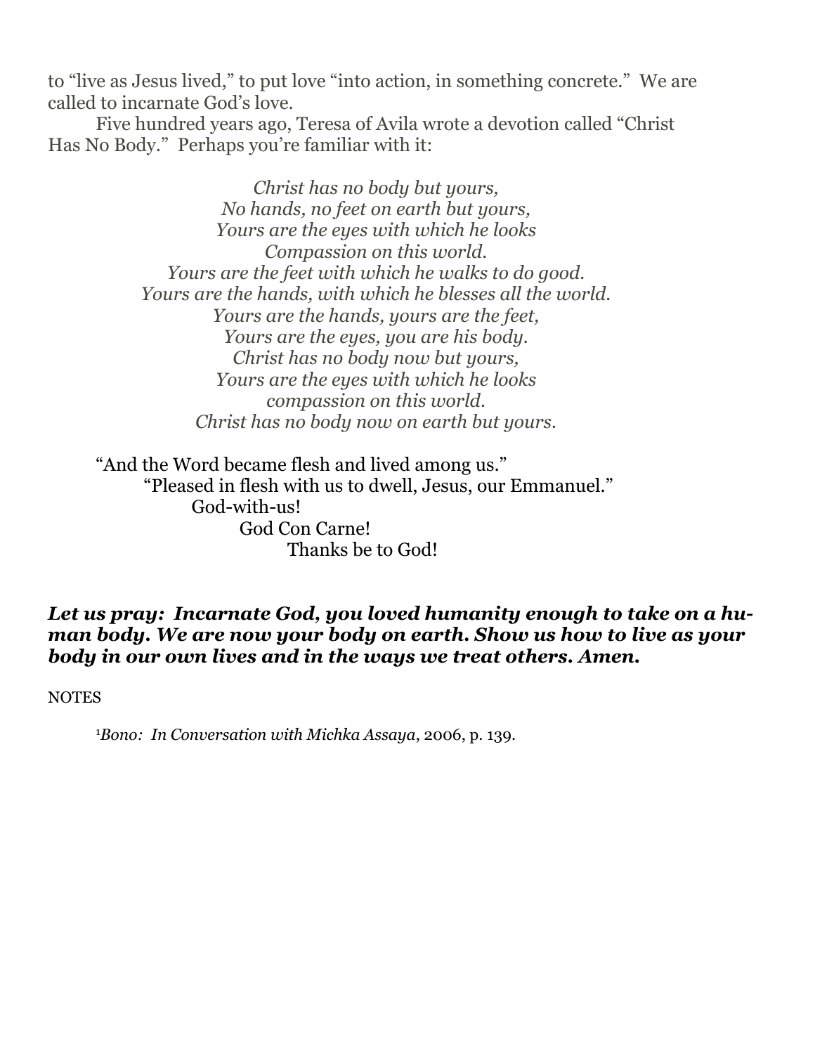to "live as Jesus lived," to put love "into action, in something concrete." We are called to incarnate God's love.

Five hundred years ago, Teresa of Avila wrote a devotion called "Christ Has No Body." Perhaps you're familiar with it:

*Christ has no body but yours,*
*No hands, no feet on earth but yours,*
*Yours are the eyes with which he looks*
*Compassion on this world.*
*Yours are the feet with which he walks to do good.*
*Yours are the hands, with which he blesses all the world.*
*Yours are the hands, yours are the feet,*
*Yours are the eyes, you are his body.*
*Christ has no body now but yours,*
*Yours are the eyes with which he looks*
*compassion on this world.*
*Christ has no body now on earth but yours.*

"And the Word became flesh and lived among us."
"Pleased in flesh with us to dwell, Jesus, our Emmanuel."
God-with-us!
God Con Carne!
Thanks be to God!

***Let us pray: Incarnate God, you loved humanity enough to take on a human body. We are now your body on earth. Show us how to live as your body in our own lives and in the ways we treat others. Amen.***

NOTES

[1] *Bono: In Conversation with Michka Assaya*, 2006, p. 139.